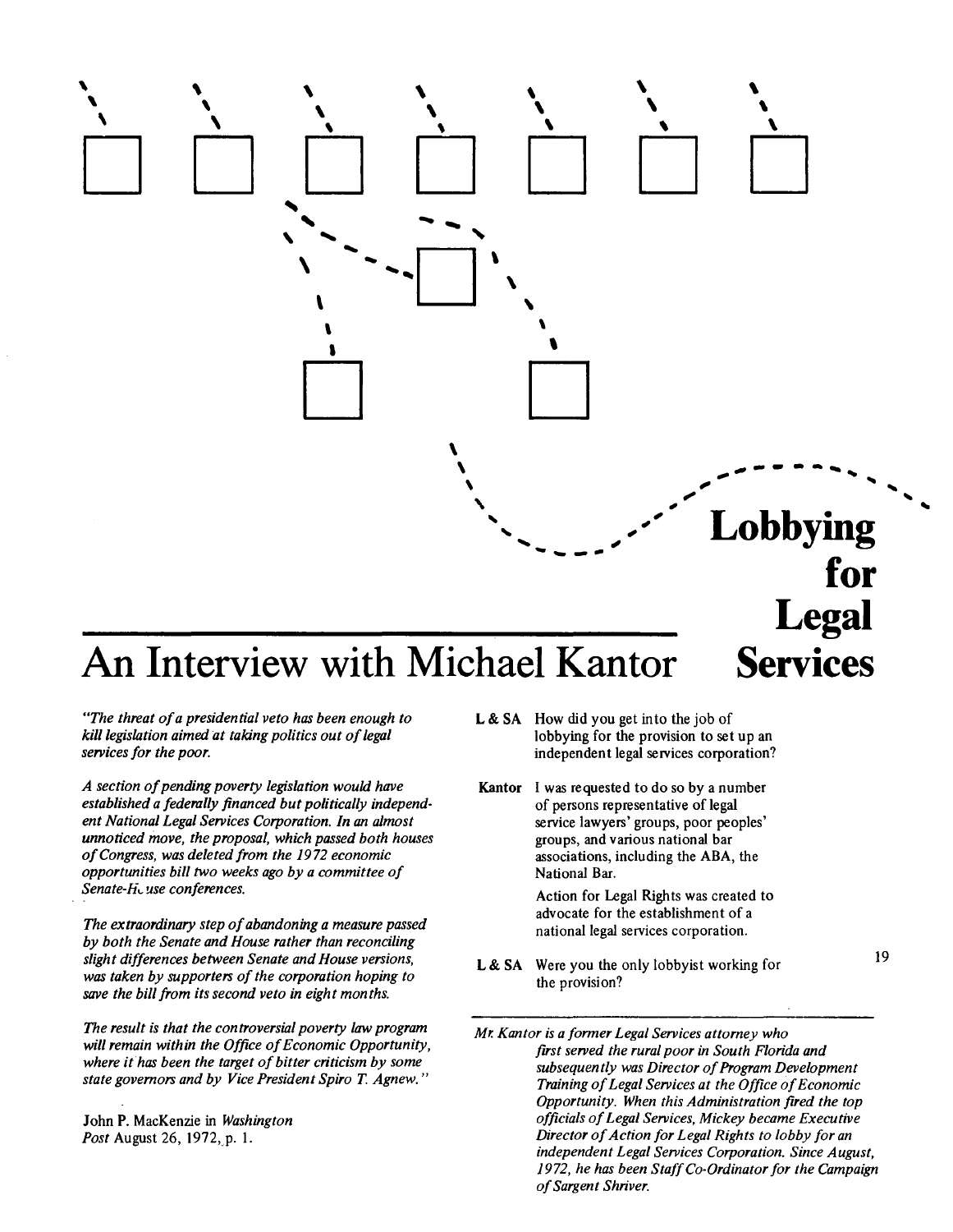# Lobbying for Legal Services

## An Interview with Michael Kantor

*"The threat of a presidential veto has been enough to kill legislation aimed at taking politics out of legal services for the poor.*

*A section of pending poverty legislation would have established a federally financed but politically independent National Legal Services Corporation. In an almost unnoticed move, the proposal, which passed both houses of Congress, was deleted from the 1972 economic opportunities bill two weeks ago by a committee of Senate-House conferences.*

*The extraordinary step of abandoning a measure passed by both the Senate and House rather than reconciling slight differences between Senate and House versions, was taken by supporters of the corporation hoping to save the bill from its second veto in eight months.*

*The result is that the controversial poverty law program will remain within the Office of Economic Opportunity, where it has been the target of bitter criticism by some state governors and by Vice President Spiro T. Agnew."*

John P. MacKenzie in *Washington Post* August 26, 1972, p. 1.

**L & SA** How did you get into the job of lobbying for the provision to set up an independent legal services corporation?

**Kantor** I was requested to do so by a number of persons representative of legal service lawyers' groups, poor peoples' groups, and various national bar associations, including the ABA, the National Bar.

Action for Legal Rights was created to advocate for the establishment of a national legal services corporation.

**L & SA** Were you the only lobbyist working for the provision?

---

*Mr. Kantor is a former Legal Services attorney who first served the rural poor in South Florida and subsequently was Director of Program Development Training of Legal Services at the Office of Economic Opportunity. When this Administration fired the top officials of Legal Services, Mickey became Executive Director of Action for Legal Rights to lobby for an independent Legal Services Corporation. Since August, 1972, he has been Staff Co-Ordinator for the Campaign of Sargent Shriver.*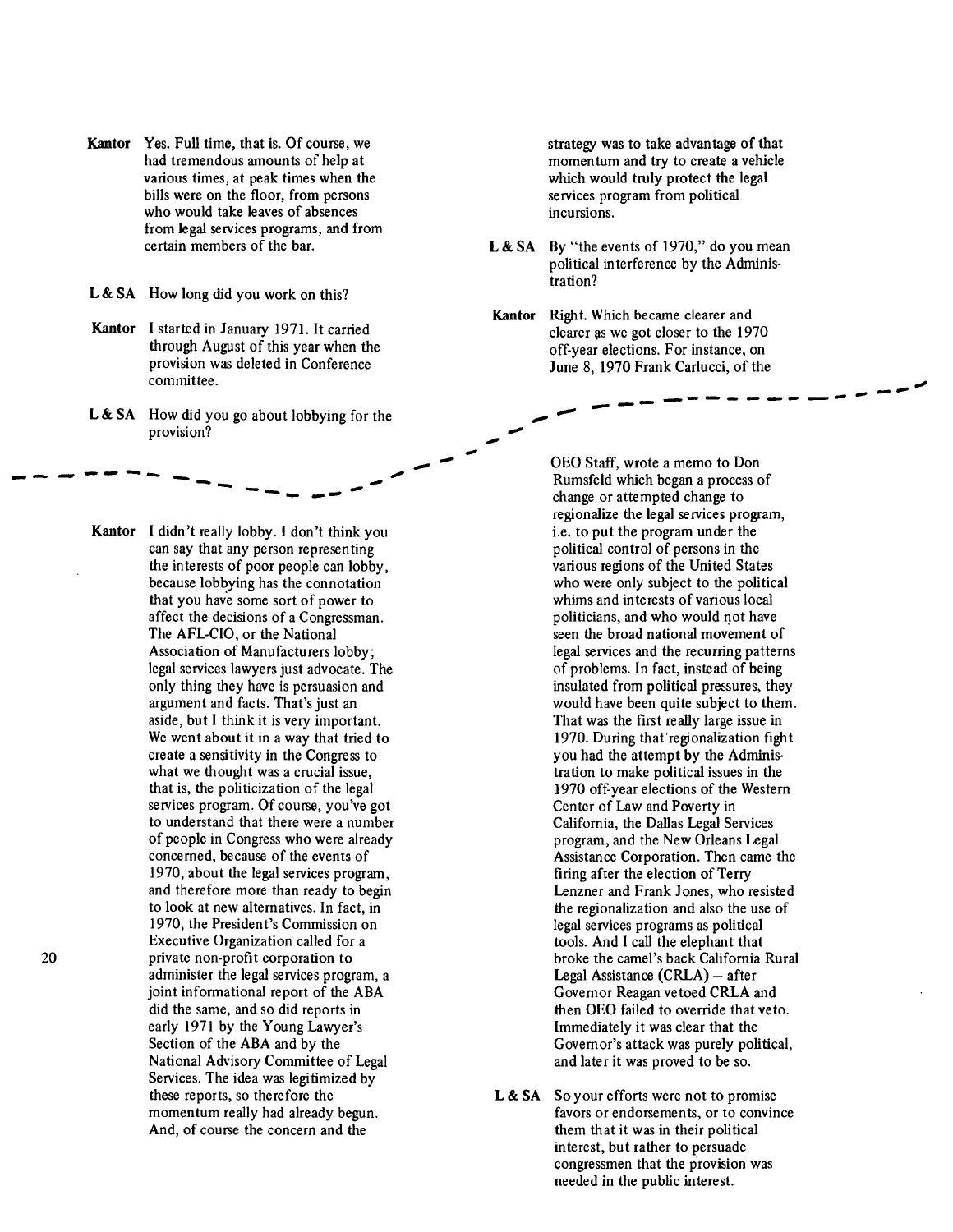**Kantor** Yes. Full time, that is. Of course, we had tremendous amounts of help at various times, at peak times when the bills were on the floor, from persons who would take leaves of absences from legal services programs, and from certain members of the bar.

**L & SA** How long did you work on this?

**Kantor** I started in January 1971. It carried through August of this year when the provision was deleted in Conference committee.

**L & SA** How did you go about lobbying for the provision?

**Kantor** I didn't really lobby. I don't think you can say that any person representing the interests of poor people can lobby, because lobbying has the connotation that you have some sort of power to affect the decisions of a Congressman. The AFL-CIO, or the National Association of Manufacturers lobby; legal services lawyers just advocate. The only thing they have is persuasion and argument and facts. That's just an aside, but I think it is very important. We went about it in a way that tried to create a sensitivity in the Congress to what we thought was a crucial issue, that is, the politicization of the legal services program. Of course, you've got to understand that there were a number of people in Congress who were already concerned, because of the events of 1970, about the legal services program, and therefore more than ready to begin to look at new alternatives. In fact, in 1970, the President's Commission on Executive Organization called for a private non-profit corporation to administer the legal services program, a joint informational report of the ABA did the same, and so did reports in early 1971 by the Young Lawyer's Section of the ABA and by the National Advisory Committee of Legal Services. The idea was legitimized by these reports, so therefore the momentum really had already begun. And, of course the concern and the strategy was to take advantage of that momentum and try to create a vehicle which would truly protect the legal services program from political incursions.

**L & SA** By "the events of 1970," do you mean political interference by the Administration?

**Kantor** Right. Which became clearer and clearer as we got closer to the 1970 off-year elections. For instance, on June 8, 1970 Frank Carlucci, of the OEO Staff, wrote a memo to Don Rumsfeld which began a process of change or attempted change to regionalize the legal services program, i.e. to put the program under the political control of persons in the various regions of the United States who were only subject to the political whims and interests of various local politicians, and who would not have seen the broad national movement of legal services and the recurring patterns of problems. In fact, instead of being insulated from political pressures, they would have been quite subject to them. That was the first really large issue in 1970. During that regionalization fight you had the attempt by the Administration to make political issues in the 1970 off-year elections of the Western Center of Law and Poverty in California, the Dallas Legal Services program, and the New Orleans Legal Assistance Corporation. Then came the firing after the election of Terry Lenzner and Frank Jones, who resisted the regionalization and also the use of legal services programs as political tools. And I call the elephant that broke the camel's back California Rural Legal Assistance (CRLA) – after Governor Reagan vetoed CRLA and then OEO failed to override that veto. Immediately it was clear that the Governor's attack was purely political, and later it was proved to be so.

**L & SA** So your efforts were not to promise favors or endorsements, or to convince them that it was in their political interest, but rather to persuade congressmen that the provision was needed in the public interest.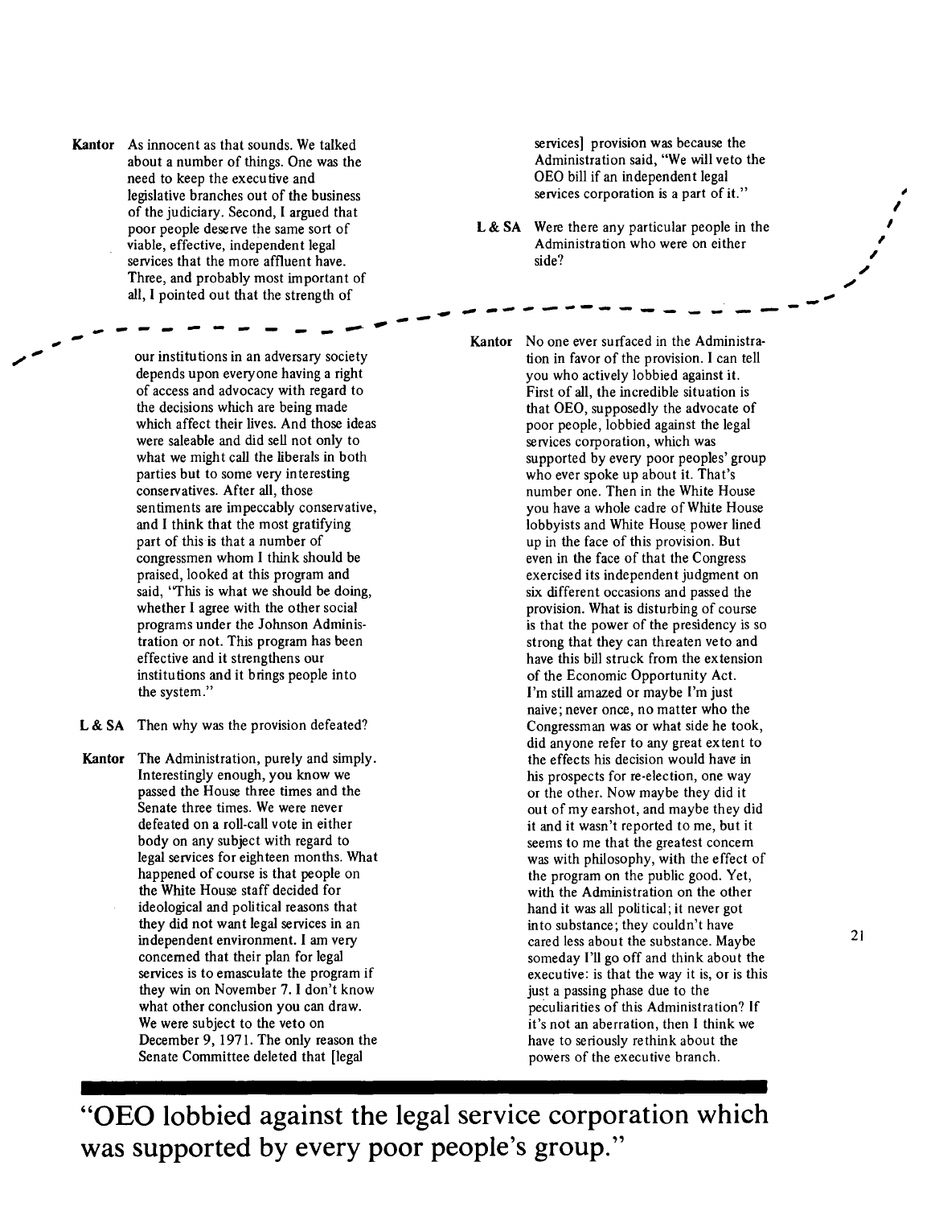**Kantor** As innocent as that sounds. We talked about a number of things. One was the need to keep the executive and legislative branches out of the business of the judiciary. Second, I argued that poor people deserve the same sort of viable, effective, independent legal services that the more affluent have. Three, and probably most important of all, I pointed out that the strength of our institutions in an adversary society depends upon everyone having a right of access and advocacy with regard to the decisions which are being made which affect their lives. And those ideas were saleable and did sell not only to what we might call the liberals in both parties but to some very interesting conservatives. After all, those sentiments are impeccably conservative, and I think that the most gratifying part of this is that a number of congressmen whom I think should be praised, looked at this program and said, "This is what we should be doing, whether I agree with the other social programs under the Johnson Administration or not. This program has been effective and it strengthens our institutions and it brings people into the system."

**L & SA** Then why was the provision defeated?

**Kantor** The Administration, purely and simply. Interestingly enough, you know we passed the House three times and the Senate three times. We were never defeated on a roll-call vote in either body on any subject with regard to legal services for eighteen months. What happened of course is that people on the White House staff decided for ideological and political reasons that they did not want legal services in an independent environment. I am very concerned that their plan for legal services is to emasculate the program if they win on November 7. I don't know what other conclusion you can draw. We were subject to the veto on December 9, 1971. The only reason the Senate Committee deleted that [legal services] provision was because the Administration said, "We will veto the OEO bill if an independent legal services corporation is a part of it."

**L & SA** Were there any particular people in the Administration who were on either side?

**Kantor** No one ever surfaced in the Administration in favor of the provision. I can tell you who actively lobbied against it. First of all, the incredible situation is that OEO, supposedly the advocate of poor people, lobbied against the legal services corporation, which was supported by every poor peoples' group who ever spoke up about it. That's number one. Then in the White House you have a whole cadre of White House lobbyists and White House power lined up in the face of this provision. But even in the face of that the Congress exercised its independent judgment on six different occasions and passed the provision. What is disturbing of course is that the power of the presidency is so strong that they can threaten veto and have this bill struck from the extension of the Economic Opportunity Act. I'm still amazed or maybe I'm just naive; never once, no matter who the Congressman was or what side he took, did anyone refer to any great extent to the effects his decision would have in his prospects for re-election, one way or the other. Now maybe they did it out of my earshot, and maybe they did it and it wasn't reported to me, but it seems to me that the greatest concern was with philosophy, with the effect of the program on the public good. Yet, with the Administration on the other hand it was all political; it never got into substance; they couldn't have cared less about the substance. Maybe someday I'll go off and think about the executive: is that the way it is, or is this just a passing phase due to the peculiarities of this Administration? If it's not an aberration, then I think we have to seriously rethink about the powers of the executive branch.

**"OEO lobbied against the legal service corporation which was supported by every poor people's group."**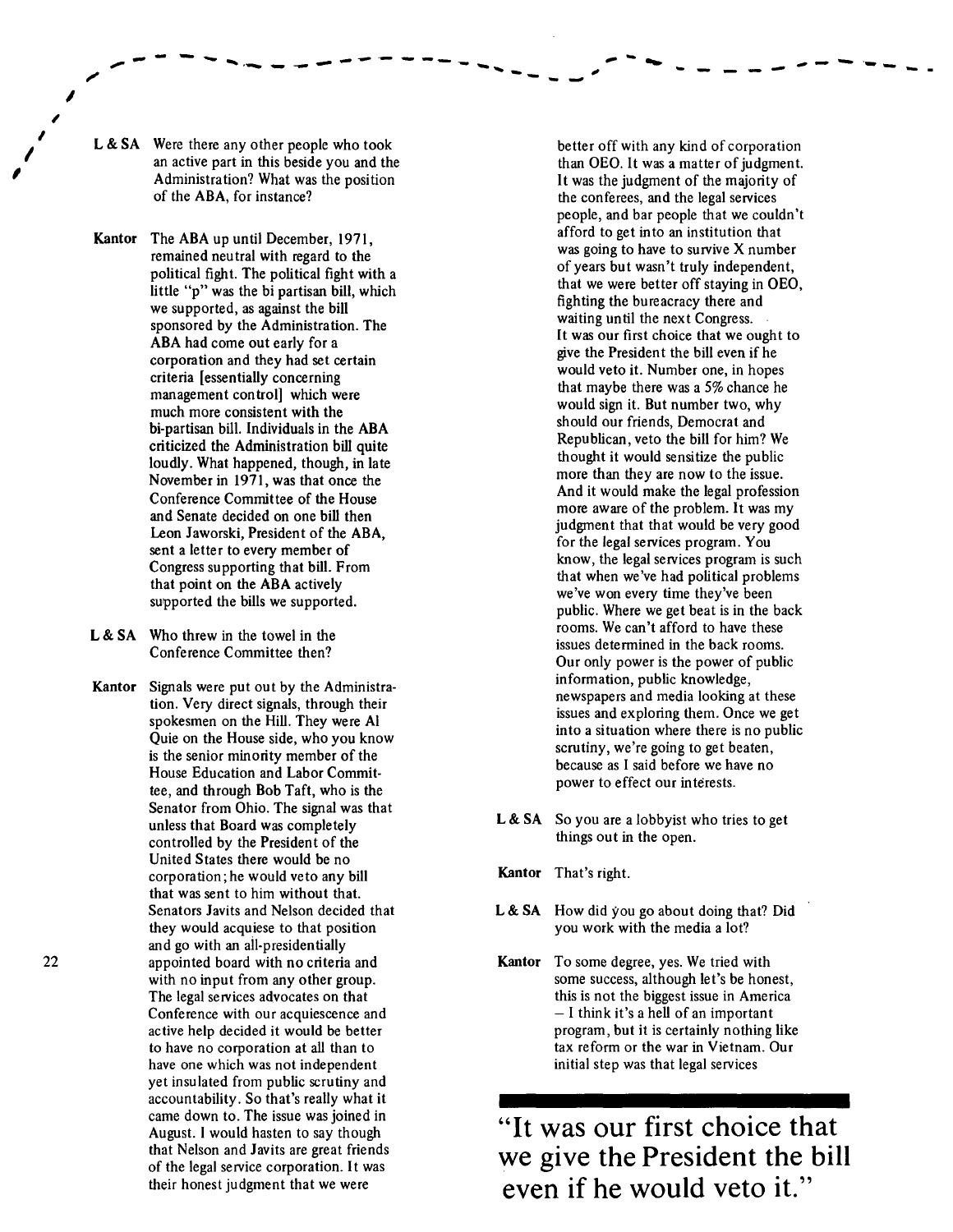**L & SA** Were there any other people who took an active part in this beside you and the Administration? What was the position of the ABA, for instance?

**Kantor** The ABA up until December, 1971, remained neutral with regard to the political fight. The political fight with a little "p" was the bi partisan bill, which we supported, as against the bill sponsored by the Administration. The ABA had come out early for a corporation and they had set certain criteria [essentially concerning management control] which were much more consistent with the bi-partisan bill. Individuals in the ABA criticized the Administration bill quite loudly. What happened, though, in late November in 1971, was that once the Conference Committee of the House and Senate decided on one bill then Leon Jaworski, President of the ABA, sent a letter to every member of Congress supporting that bill. From that point on the ABA actively supported the bills we supported.

**L & SA** Who threw in the towel in the Conference Committee then?

**Kantor** Signals were put out by the Administration. Very direct signals, through their spokesmen on the Hill. They were Al Quie on the House side, who you know is the senior minority member of the House Education and Labor Committee, and through Bob Taft, who is the Senator from Ohio. The signal was that unless that Board was completely controlled by the President of the United States there would be no corporation; he would veto any bill that was sent to him without that. Senators Javits and Nelson decided that they would acquiese to that position and go with an all-presidentially appointed board with no criteria and with no input from any other group. The legal services advocates on that Conference with our acquiescence and active help decided it would be better to have no corporation at all than to have one which was not independent yet insulated from public scrutiny and accountability. So that's really what it came down to. The issue was joined in August. I would hasten to say though that Nelson and Javits are great friends of the legal service corporation. It was their honest judgment that we were better off with any kind of corporation than OEO. It was a matter of judgment. It was the judgment of the majority of the conferees, and the legal services people, and bar people that we couldn't afford to get into an institution that was going to have to survive X number of years but wasn't truly independent, that we were better off staying in OEO, fighting the bureacracy there and waiting until the next Congress.
It was our first choice that we ought to give the President the bill even if he would veto it. Number one, in hopes that maybe there was a 5% chance he would sign it. But number two, why should our friends, Democrat and Republican, veto the bill for him? We thought it would sensitize the public more than they are now to the issue. And it would make the legal profession more aware of the problem. It was my judgment that that would be very good for the legal services program. You know, the legal services program is such that when we've had political problems we've won every time they've been public. Where we get beat is in the back rooms. We can't afford to have these issues determined in the back rooms. Our only power is the power of public information, public knowledge, newspapers and media looking at these issues and exploring them. Once we get into a situation where there is no public scrutiny, we're going to get beaten, because as I said before we have no power to effect our interests.

**L & SA** So you are a lobbyist who tries to get things out in the open.

**Kantor** That's right.

**L & SA** How did you go about doing that? Did you work with the media a lot?

**Kantor** To some degree, yes. We tried with some success, although let's be honest, this is not the biggest issue in America – I think it's a hell of an important program, but it is certainly nothing like tax reform or the war in Vietnam. Our initial step was that legal services

## "It was our first choice that we give the President the bill even if he would veto it."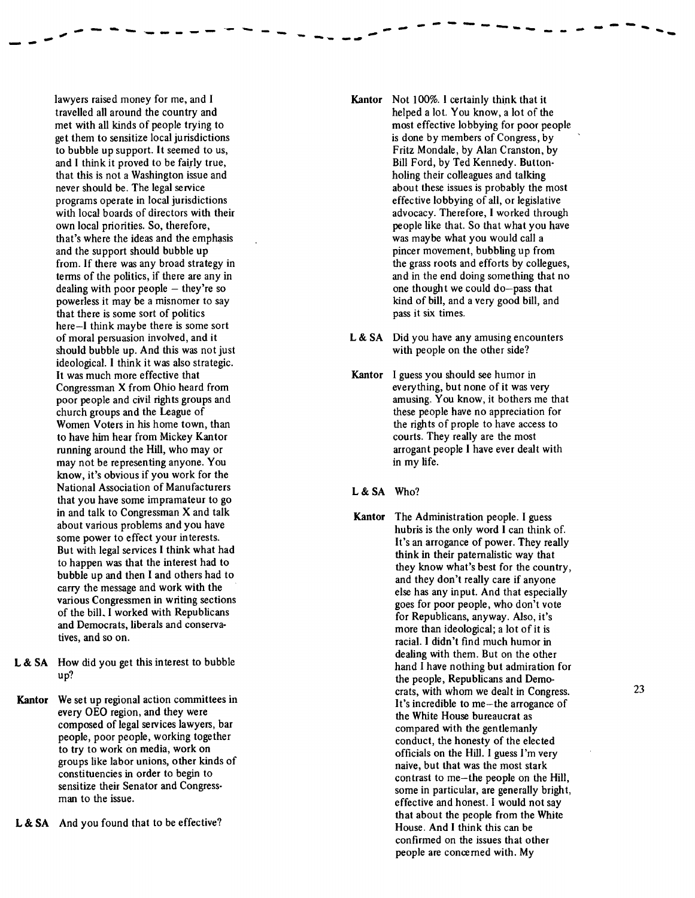lawyers raised money for me, and I travelled all around the country and met with all kinds of people trying to get them to sensitize local jurisdictions to bubble up support. It seemed to us, and I think it proved to be fairly true, that this is not a Washington issue and never should be. The legal service programs operate in local jurisdictions with local boards of directors with their own local priorities. So, therefore, that's where the ideas and the emphasis and the support should bubble up from. If there was any broad strategy in terms of the politics, if there are any in dealing with poor people – they're so powerless it may be a misnomer to say that there is some sort of politics here—I think maybe there is some sort of moral persuasion involved, and it should bubble up. And this was not just ideological. I think it was also strategic. It was much more effective that Congressman X from Ohio heard from poor people and civil rights groups and church groups and the League of Women Voters in his home town, than to have him hear from Mickey Kantor running around the Hill, who may or may not be representing anyone. You know, it's obvious if you work for the National Association of Manufacturers that you have some impramateur to go in and talk to Congressman X and talk about various problems and you have some power to effect your interests. But with legal services I think what had to happen was that the interest had to bubble up and then I and others had to carry the message and work with the various Congressmen in writing sections of the bill. I worked with Republicans and Democrats, liberals and conservatives, and so on.

**L & SA** How did you get this interest to bubble up?

**Kantor** We set up regional action committees in every OEO region, and they were composed of legal services lawyers, bar people, poor people, working together to try to work on media, work on groups like labor unions, other kinds of constituencies in order to begin to sensitize their Senator and Congressman to the issue.

**L & SA** And you found that to be effective?

**Kantor** Not 100%. I certainly think that it helped a lot. You know, a lot of the most effective lobbying for poor people is done by members of Congress, by Fritz Mondale, by Alan Cranston, by Bill Ford, by Ted Kennedy. Buttonholing their colleagues and talking about these issues is probably the most effective lobbying of all, or legislative advocacy. Therefore, I worked through people like that. So that what you have was maybe what you would call a pincer movement, bubbling up from the grass roots and efforts by collegues, and in the end doing something that no one thought we could do—pass that kind of bill, and a very good bill, and pass it six times.

**L & SA** Did you have any amusing encounters with people on the other side?

**Kantor** I guess you should see humor in everything, but none of it was very amusing. You know, it bothers me that these people have no appreciation for the rights of prople to have access to courts. They really are the most arrogant people I have ever dealt with in my life.

**L & SA** Who?

**Kantor** The Administration people. I guess hubris is the only word I can think of. It's an arrogance of power. They really think in their paternalistic way that they know what's best for the country, and they don't really care if anyone else has any input. And that especially goes for poor people, who don't vote for Republicans, anyway. Also, it's more than ideological; a lot of it is racial. I didn't find much humor in dealing with them. But on the other hand I have nothing but admiration for the people, Republicans and Democrats, with whom we dealt in Congress. It's incredible to me—the arrogance of the White House bureaucrat as compared with the gentlemanly conduct, the honesty of the elected officials on the Hill. I guess I'm very naive, but that was the most stark contrast to me—the people on the Hill, some in particular, are generally bright, effective and honest. I would not say that about the people from the White House. And I think this can be confirmed on the issues that other people are concerned with. My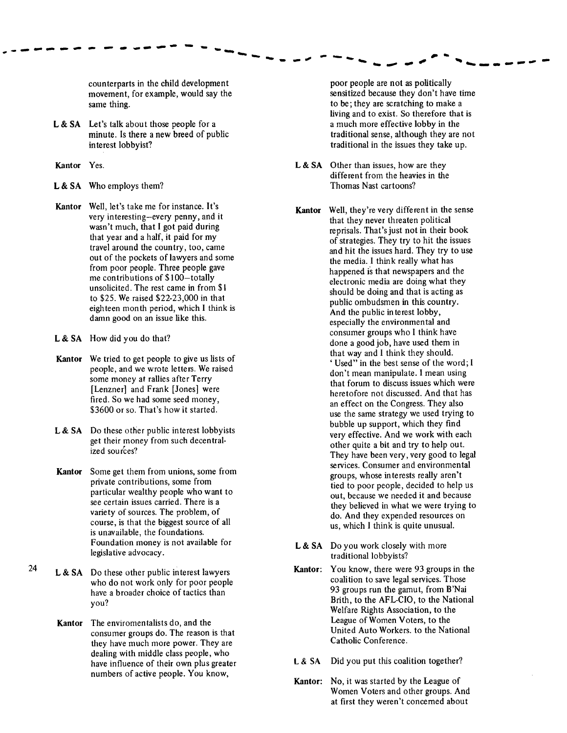counterparts in the child development movement, for example, would say the same thing.

**L & SA** Let's talk about those people for a minute. Is there a new breed of public interest lobbyist?

**Kantor** Yes.

**L & SA** Who employs them?

**Kantor** Well, let's take me for instance. It's very interesting—every penny, and it wasn't much, that I got paid during that year and a half, it paid for my travel around the country, too, came out of the pockets of lawyers and some from poor people. Three people gave me contributions of $100—totally unsolicited. The rest came in from $1 to $25. We raised $22-23,000 in that eighteen month period, which I think is damn good on an issue like this.

**L & SA** How did you do that?

**Kantor** We tried to get people to give us lists of people, and we wrote letters. We raised some money at rallies after Terry [Lenzner] and Frank [Jones] were fired. So we had some seed money, $3600 or so. That's how it started.

**L & SA** Do these other public interest lobbyists get their money from such decentralized sources?

**Kantor** Some get them from unions, some from private contributions, some from particular wealthy people who want to see certain issues carried. There is a variety of sources. The problem, of course, is that the biggest source of all is unavailable, the foundations. Foundation money is not available for legislative advocacy.

**L & SA** Do these other public interest lawyers who do not work only for poor people have a broader choice of tactics than you?

**Kantor** The enviromentalists do, and the consumer groups do. The reason is that they have much more power. They are dealing with middle class people, who have influence of their own plus greater numbers of active people. You know, poor people are not as politically sensitized because they don't have time to be; they are scratching to make a living and to exist. So therefore that is a much more effective lobby in the traditional sense, although they are not traditional in the issues they take up.

**L & SA** Other than issues, how are they different from the heavies in the Thomas Nast cartoons?

**Kantor** Well, they're very different in the sense that they never threaten political reprisals. That's just not in their book of strategies. They try to hit the issues and hit the issues hard. They try to use the media. I think really what has happened is that newspapers and the electronic media are doing what they should be doing and that is acting as public ombudsmen in this country. And the public interest lobby, especially the environmental and consumer groups who I think have done a good job, have used them in that way and I think they should. 'Used" in the best sense of the word; I don't mean manipulate. I mean using that forum to discuss issues which were heretofore not discussed. And that has an effect on the Congress. They also use the same strategy we used trying to bubble up support, which they find very effective. And we work with each other quite a bit and try to help out. They have been very, very good to legal services. Consumer and environmental groups, whose interests really aren't tied to poor people, decided to help us out, because we needed it and because they believed in what we were trying to do. And they expended resources on us, which I think is quite unusual.

**L & SA** Do you work closely with more traditional lobbyists?

**Kantor:** You know, there were 93 groups in the coalition to save legal services. Those 93 groups run the gamut, from B'Nai Brith, to the AFL-CIO, to the National Welfare Rights Association, to the League of Women Voters, to the United Auto Workers. to the National Catholic Conference.

**L & SA** Did you put this coalition together?

**Kantor:** No, it was started by the League of Women Voters and other groups. And at first they weren't concerned about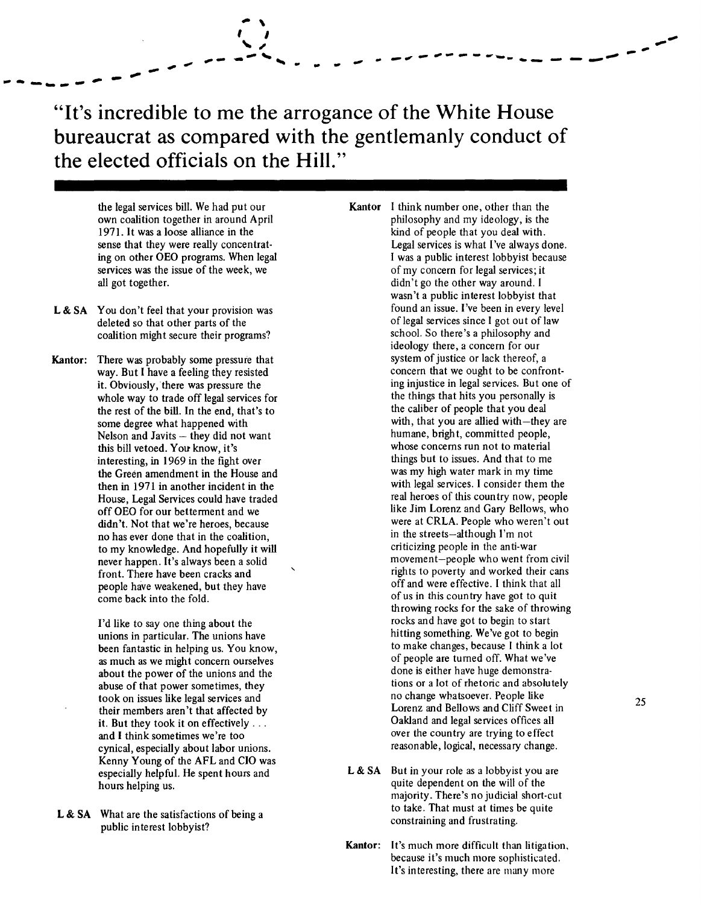**"It's incredible to me the arrogance of the White House bureaucrat as compared with the gentlemanly conduct of the elected officials on the Hill."**

the legal services bill. We had put our own coalition together in around April 1971. It was a loose alliance in the sense that they were really concentrating on other OEO programs. When legal services was the issue of the week, we all got together.

**L & SA** You don't feel that your provision was deleted so that other parts of the coalition might secure their programs?

**Kantor:** There was probably some pressure that way. But I have a feeling they resisted it. Obviously, there was pressure the whole way to trade off legal services for the rest of the bill. In the end, that's to some degree what happened with Nelson and Javits – they did not want this bill vetoed. You know, it's interesting, in 1969 in the fight over the Green amendment in the House and then in 1971 in another incident in the House, Legal Services could have traded off OEO for our betterment and we didn't. Not that we're heroes, because no has ever done that in the coalition, to my knowledge. And hopefully it will never happen. It's always been a solid front. There have been cracks and people have weakened, but they have come back into the fold.

I'd like to say one thing about the unions in particular. The unions have been fantastic in helping us. You know, as much as we might concern ourselves about the power of the unions and the abuse of that power sometimes, they took on issues like legal services and their members aren't that affected by it. But they took it on effectively . . . and I think sometimes we're too cynical, especially about labor unions. Kenny Young of the AFL and CIO was especially helpful. He spent hours and hours helping us.

**L & SA** What are the satisfactions of being a public interest lobbyist?

**Kantor** I think number one, other than the philosophy and my ideology, is the kind of people that you deal with. Legal services is what I've always done. I was a public interest lobbyist because of my concern for legal services; it didn't go the other way around. I wasn't a public interest lobbyist that found an issue. I've been in every level of legal services since I got out of law school. So there's a philosophy and ideology there, a concern for our system of justice or lack thereof, a concern that we ought to be confronting injustice in legal services. But one of the things that hits you personally is the caliber of people that you deal with, that you are allied with—they are humane, bright, committed people, whose concerns run not to material things but to issues. And that to me was my high water mark in my time with legal services. I consider them the real heroes of this country now, people like Jim Lorenz and Gary Bellows, who were at CRLA. People who weren't out in the streets—although I'm not criticizing people in the anti-war movement—people who went from civil rights to poverty and worked their cans off and were effective. I think that all of us in this country have got to quit throwing rocks for the sake of throwing rocks and have got to begin to start hitting something. We've got to begin to make changes, because I think a lot of people are turned off. What we've done is either have huge demonstrations or a lot of rhetoric and absolutely no change whatsoever. People like Lorenz and Bellows and Cliff Sweet in Oakland and legal services offices all over the country are trying to effect reasonable, logical, necessary change.

**L & SA** But in your role as a lobbyist you are quite dependent on the will of the majority. There's no judicial short-cut to take. That must at times be quite constraining and frustrating.

**Kantor:** It's much more difficult than litigation, because it's much more sophisticated. It's interesting, there are many more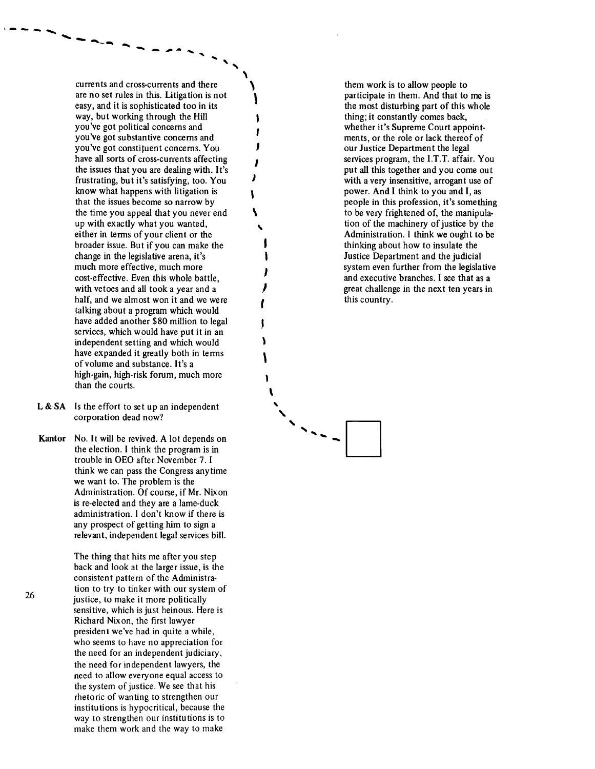currents and cross-currents and there are no set rules in this. Litigation is not easy, and it is sophisticated too in its way, but working through the Hill you've got political concerns and you've got substantive concerns and you've got constituent concerns. You have all sorts of cross-currents affecting the issues that you are dealing with. It's frustrating, but it's satisfying, too. You know what happens with litigation is that the issues become so narrow by the time you appeal that you never end up with exactly what you wanted, either in terms of your client or the broader issue. But if you can make the change in the legislative arena, it's much more effective, much more cost-effective. Even this whole battle, with vetoes and all took a year and a half, and we almost won it and we were talking about a program which would have added another $80 million to legal services, which would have put it in an independent setting and which would have expanded it greatly both in terms of volume and substance. It's a high-gain, high-risk forum, much more than the courts.

**L & SA** Is the effort to set up an independent corporation dead now?

**Kantor** No. It will be revived. A lot depends on the election. I think the program is in trouble in OEO after November 7. I think we can pass the Congress anytime we want to. The problem is the Administration. Of course, if Mr. Nixon is re-elected and they are a lame-duck administration. I don't know if there is any prospect of getting him to sign a relevant, independent legal services bill.

The thing that hits me after you step back and look at the larger issue, is the consistent pattern of the Administration to try to tinker with our system of justice, to make it more politically sensitive, which is just heinous. Here is Richard Nixon, the first lawyer president we've had in quite a while, who seems to have no appreciation for the need for an independent judiciary, the need for independent lawyers, the need to allow everyone equal access to the system of justice. We see that his rhetoric of wanting to strengthen our institutions is hypocritical, because the way to strengthen our institutions is to make them work and the way to make them work is to allow people to participate in them. And that to me is the most disturbing part of this whole thing; it constantly comes back, whether it's Supreme Court appointments, or the role or lack thereof of our Justice Department the legal services program, the I.T.T. affair. You put all this together and you come out with a very insensitive, arrogant use of power. And I think to you and I, as people in this profession, it's something to be very frightened of, the manipulation of the machinery of justice by the Administration. I think we ought to be thinking about how to insulate the Justice Department and the judicial system even further from the legislative and executive branches. I see that as a great challenge in the next ten years in this country.